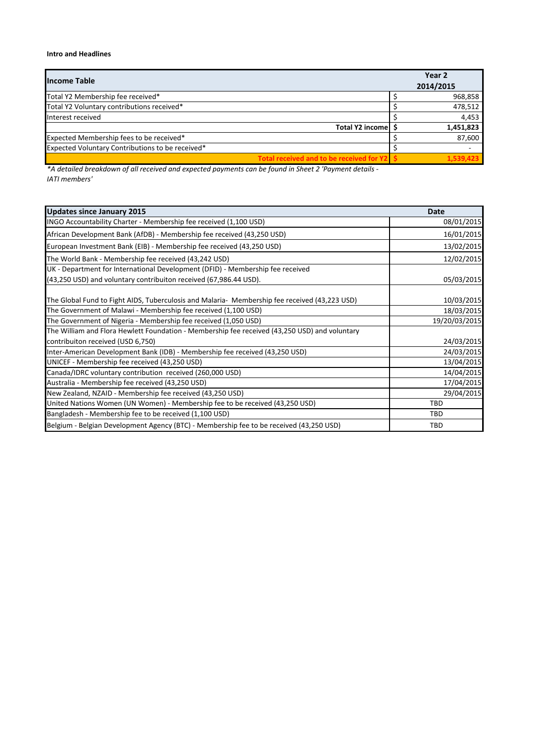**Intro and Headlines**

| Income Table | | Year 2 2014/2015 |
|---|---|---|
| Total Y2 Membership fee received* | $ | 968,858 |
| Total Y2 Voluntary contributions received* | $ | 478,512 |
| Interest received | $ | 4,453 |
| **Total Y2 income** | **$** | **1,451,823** |
| Expected Membership fees to be received* | $ | 87,600 |
| Expected Voluntary Contributions to be received* | $ | - |
| **Total received and to be received for Y2** | **$** | **1,539,423** |

*\*A detailed breakdown of all received and expected payments can be found in Sheet 2 'Payment details - IATI members'*

| Updates since January 2015 | Date |
|---|---|
| INGO Accountability Charter - Membership fee received (1,100 USD) | 08/01/2015 |
| African Development Bank (AfDB) - Membership fee received (43,250 USD) | 16/01/2015 |
| European Investment Bank (EIB) - Membership fee received (43,250 USD) | 13/02/2015 |
| The World Bank - Membership fee received (43,242 USD) | 12/02/2015 |
| UK - Department for International Development (DFID) - Membership fee received (43,250 USD) and voluntary contribuiton received (67,986.44 USD). | 05/03/2015 |
| The Global Fund to Fight AIDS, Tuberculosis and Malaria- Membership fee received (43,223 USD) | 10/03/2015 |
| The Government of Malawi - Membership fee received (1,100 USD) | 18/03/2015 |
| The Government of Nigeria - Membership fee received (1,050 USD) | 19/20/03/2015 |
| The William and Flora Hewlett Foundation - Membership fee received (43,250 USD) and voluntary contribuiton received (USD 6,750) | 24/03/2015 |
| Inter-American Development Bank (IDB) - Membership fee received (43,250 USD) | 24/03/2015 |
| UNICEF - Membership fee received (43,250 USD) | 13/04/2015 |
| Canada/IDRC voluntary contribution received (260,000 USD) | 14/04/2015 |
| Australia - Membership fee received (43,250 USD) | 17/04/2015 |
| New Zealand, NZAID - Membership fee received (43,250 USD) | 29/04/2015 |
| United Nations Women (UN Women) - Membership fee to be received (43,250 USD) | TBD |
| Bangladesh - Membership fee to be received (1,100 USD) | TBD |
| Belgium - Belgian Development Agency (BTC) - Membership fee to be received (43,250 USD) | TBD |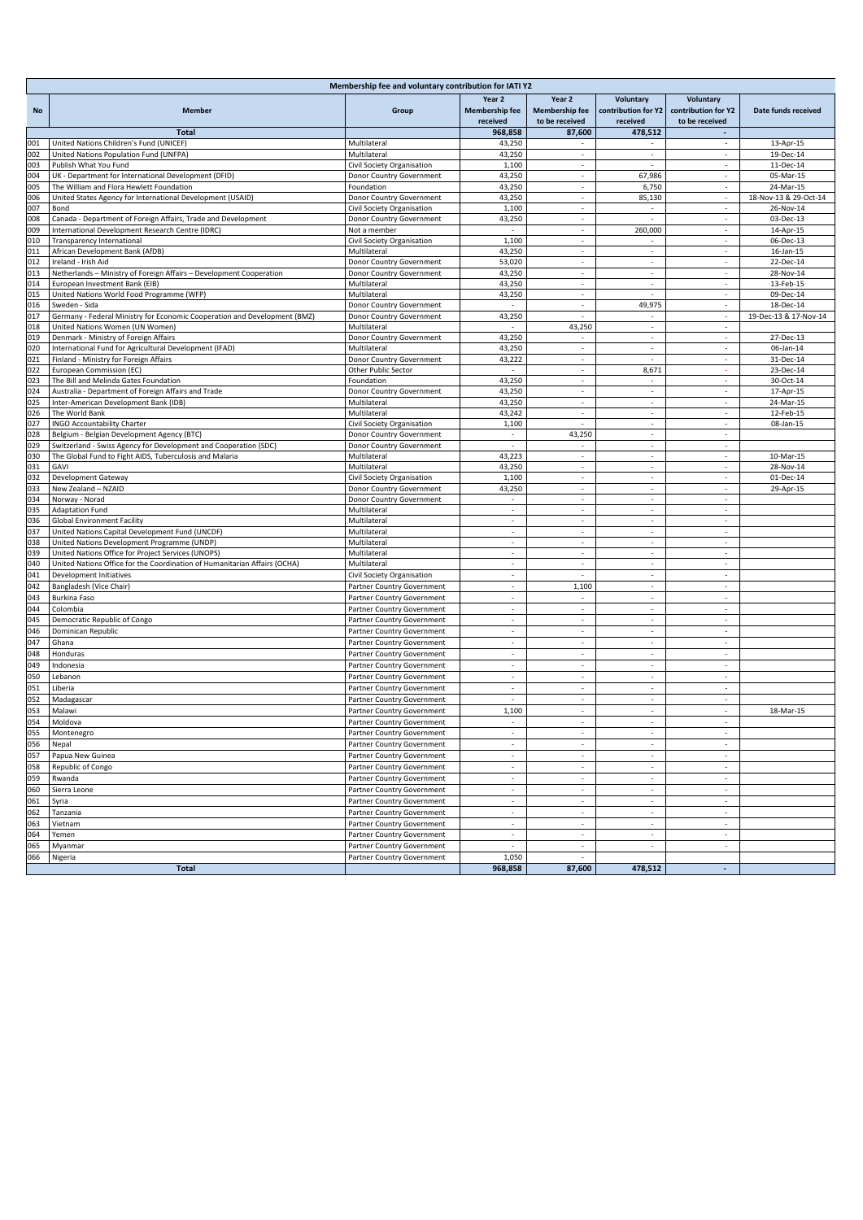| Membership fee and voluntary contribution for IATI Y2 | | | | | | | |
|---|---|---|---|---|---|---|---|
| No | Member | Group | Year 2 Membership fee received | Year 2 Membership fee to be received | Voluntary contribution for Y2 received | Voluntary contribution for Y2 to be received | Date funds received |
| | **Total** | | **968,858** | **87,600** | **478,512** | **-** | |
| 001 | United Nations Children's Fund (UNICEF) | Multilateral | 43,250 | - | - | - | 13-Apr-15 |
| 002 | United Nations Population Fund (UNFPA) | Multilateral | 43,250 | - | - | - | 19-Dec-14 |
| 003 | Publish What You Fund | Civil Society Organisation | 1,100 | - | - | - | 11-Dec-14 |
| 004 | UK - Department for International Development (DFID) | Donor Country Government | 43,250 | - | 67,986 | - | 05-Mar-15 |
| 005 | The William and Flora Hewlett Foundation | Foundation | 43,250 | - | 6,750 | - | 24-Mar-15 |
| 006 | United States Agency for International Development (USAID) | Donor Country Government | 43,250 | - | 85,130 | - | 18-Nov-13 & 29-Oct-14 |
| 007 | Bond | Civil Society Organisation | 1,100 | - | - | - | 26-Nov-14 |
| 008 | Canada - Department of Foreign Affairs, Trade and Development | Donor Country Government | 43,250 | - | - | - | 03-Dec-13 |
| 009 | International Development Research Centre (IDRC) | Not a member | - | - | 260,000 | - | 14-Apr-15 |
| 010 | Transparency International | Civil Society Organisation | 1,100 | - | - | - | 06-Dec-13 |
| 011 | African Development Bank (AfDB) | Multilateral | 43,250 | - | - | - | 16-Jan-15 |
| 012 | Ireland - Irish Aid | Donor Country Government | 53,020 | - | - | - | 22-Dec-14 |
| 013 | Netherlands – Ministry of Foreign Affairs – Development Cooperation | Donor Country Government | 43,250 | - | - | - | 28-Nov-14 |
| 014 | European Investment Bank (EIB) | Multilateral | 43,250 | - | - | - | 13-Feb-15 |
| 015 | United Nations World Food Programme (WFP) | Multilateral | 43,250 | - | - | - | 09-Dec-14 |
| 016 | Sweden - Sida | Donor Country Government | - | - | 49,975 | - | 18-Dec-14 |
| 017 | Germany - Federal Ministry for Economic Cooperation and Development (BMZ) | Donor Country Government | 43,250 | - | - | - | 19-Dec-13 & 17-Nov-14 |
| 018 | United Nations Women (UN Women) | Multilateral | - | 43,250 | - | - | |
| 019 | Denmark - Ministry of Foreign Affairs | Donor Country Government | 43,250 | - | - | - | 27-Dec-13 |
| 020 | International Fund for Agricultural Development (IFAD) | Multilateral | 43,250 | - | - | - | 06-Jan-14 |
| 021 | Finland - Ministry for Foreign Affairs | Donor Country Government | 43,222 | - | - | - | 31-Dec-14 |
| 022 | European Commission (EC) | Other Public Sector | - | - | 8,671 | - | 23-Dec-14 |
| 023 | The Bill and Melinda Gates Foundation | Foundation | 43,250 | - | - | - | 30-Oct-14 |
| 024 | Australia - Department of Foreign Affairs and Trade | Donor Country Government | 43,250 | - | - | - | 17-Apr-15 |
| 025 | Inter-American Development Bank (IDB) | Multilateral | 43,250 | - | - | - | 24-Mar-15 |
| 026 | The World Bank | Multilateral | 43,242 | - | - | - | 12-Feb-15 |
| 027 | INGO Accountability Charter | Civil Society Organisation | 1,100 | - | - | - | 08-Jan-15 |
| 028 | Belgium - Belgian Development Agency (BTC) | Donor Country Government | - | 43,250 | - | - | |
| 029 | Switzerland - Swiss Agency for Development and Cooperation (SDC) | Donor Country Government | - | - | - | - | |
| 030 | The Global Fund to Fight AIDS, Tuberculosis and Malaria | Multilateral | 43,223 | - | - | - | 10-Mar-15 |
| 031 | GAVI | Multilateral | 43,250 | - | - | - | 28-Nov-14 |
| 032 | Development Gateway | Civil Society Organisation | 1,100 | - | - | - | 01-Dec-14 |
| 033 | New Zealand – NZAID | Donor Country Government | 43,250 | - | - | - | 29-Apr-15 |
| 034 | Norway - Norad | Donor Country Government | - | - | - | - | |
| 035 | Adaptation Fund | Multilateral | - | - | - | - | |
| 036 | Global Environment Facility | Multilateral | - | - | - | - | |
| 037 | United Nations Capital Development Fund (UNCDF) | Multilateral | - | - | - | - | |
| 038 | United Nations Development Programme (UNDP) | Multilateral | - | - | - | - | |
| 039 | United Nations Office for Project Services (UNOPS) | Multilateral | - | - | - | - | |
| 040 | United Nations Office for the Coordination of Humanitarian Affairs (OCHA) | Multilateral | - | - | - | - | |
| 041 | Development Initiatives | Civil Society Organisation | - | - | - | - | |
| 042 | Bangladesh (Vice Chair) | Partner Country Government | - | 1,100 | - | - | |
| 043 | Burkina Faso | Partner Country Government | - | - | - | - | |
| 044 | Colombia | Partner Country Government | - | - | - | - | |
| 045 | Democratic Republic of Congo | Partner Country Government | - | - | - | - | |
| 046 | Dominican Republic | Partner Country Government | - | - | - | - | |
| 047 | Ghana | Partner Country Government | - | - | - | - | |
| 048 | Honduras | Partner Country Government | - | - | - | - | |
| 049 | Indonesia | Partner Country Government | - | - | - | - | |
| 050 | Lebanon | Partner Country Government | - | - | - | - | |
| 051 | Liberia | Partner Country Government | - | - | - | - | |
| 052 | Madagascar | Partner Country Government | - | - | - | - | |
| 053 | Malawi | Partner Country Government | 1,100 | - | - | - | 18-Mar-15 |
| 054 | Moldova | Partner Country Government | - | - | - | - | |
| 055 | Montenegro | Partner Country Government | - | - | - | - | |
| 056 | Nepal | Partner Country Government | - | - | - | - | |
| 057 | Papua New Guinea | Partner Country Government | - | - | - | - | |
| 058 | Republic of Congo | Partner Country Government | - | - | - | - | |
| 059 | Rwanda | Partner Country Government | - | - | - | - | |
| 060 | Sierra Leone | Partner Country Government | - | - | - | - | |
| 061 | Syria | Partner Country Government | - | - | - | - | |
| 062 | Tanzania | Partner Country Government | - | - | - | - | |
| 063 | Vietnam | Partner Country Government | - | - | - | - | |
| 064 | Yemen | Partner Country Government | - | - | - | - | |
| 065 | Myanmar | Partner Country Government | - | - | - | - | |
| 066 | Nigeria | Partner Country Government | 1,050 | - | | | |
| | **Total** | | **968,858** | **87,600** | **478,512** | **-** | |